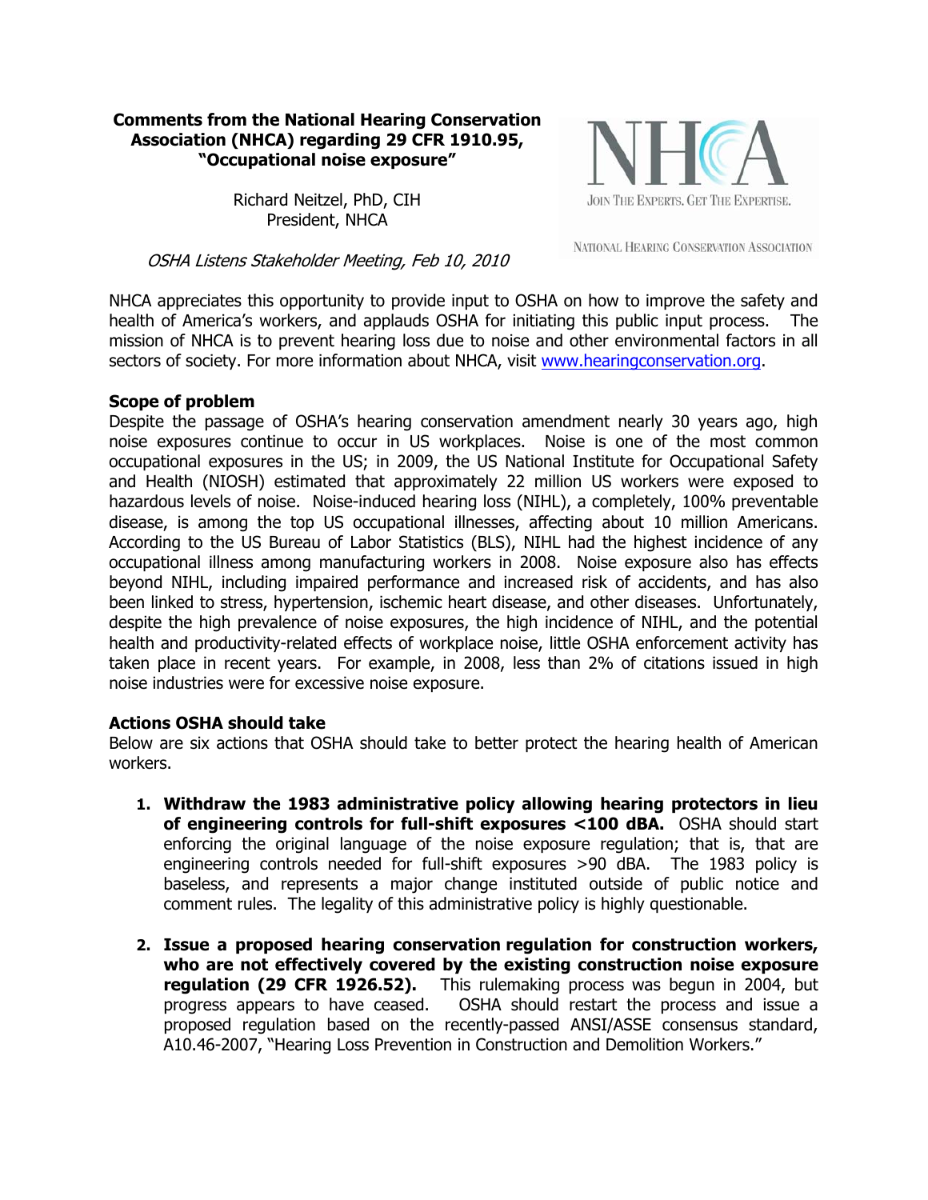**Comments from the National Hearing Conservation Association (NHCA) regarding 29 CFR 1910.95, "Occupational noise exposure"**

Richard Neitzel, PhD, CIH
President, NHCA

NHCA
JOIN THE EXPERTS. GET THE EXPERTISE.
NATIONAL HEARING CONSERVATION ASSOCIATION

*OSHA Listens Stakeholder Meeting, Feb 10, 2010*

NHCA appreciates this opportunity to provide input to OSHA on how to improve the safety and health of America's workers, and applauds OSHA for initiating this public input process. The mission of NHCA is to prevent hearing loss due to noise and other environmental factors in all sectors of society. For more information about NHCA, visit [www.hearingconservation.org](http://www.hearingconservation.org).

**Scope of problem**

Despite the passage of OSHA's hearing conservation amendment nearly 30 years ago, high noise exposures continue to occur in US workplaces. Noise is one of the most common occupational exposures in the US; in 2009, the US National Institute for Occupational Safety and Health (NIOSH) estimated that approximately 22 million US workers were exposed to hazardous levels of noise. Noise-induced hearing loss (NIHL), a completely, 100% preventable disease, is among the top US occupational illnesses, affecting about 10 million Americans. According to the US Bureau of Labor Statistics (BLS), NIHL had the highest incidence of any occupational illness among manufacturing workers in 2008. Noise exposure also has effects beyond NIHL, including impaired performance and increased risk of accidents, and has also been linked to stress, hypertension, ischemic heart disease, and other diseases. Unfortunately, despite the high prevalence of noise exposures, the high incidence of NIHL, and the potential health and productivity-related effects of workplace noise, little OSHA enforcement activity has taken place in recent years. For example, in 2008, less than 2% of citations issued in high noise industries were for excessive noise exposure.

**Actions OSHA should take**

Below are six actions that OSHA should take to better protect the hearing health of American workers.

1. **Withdraw the 1983 administrative policy allowing hearing protectors in lieu of engineering controls for full-shift exposures <100 dBA.** OSHA should start enforcing the original language of the noise exposure regulation; that is, that are engineering controls needed for full-shift exposures >90 dBA. The 1983 policy is baseless, and represents a major change instituted outside of public notice and comment rules. The legality of this administrative policy is highly questionable.

2. **Issue a proposed hearing conservation regulation for construction workers, who are not effectively covered by the existing construction noise exposure regulation (29 CFR 1926.52).** This rulemaking process was begun in 2004, but progress appears to have ceased. OSHA should restart the process and issue a proposed regulation based on the recently-passed ANSI/ASSE consensus standard, A10.46-2007, "Hearing Loss Prevention in Construction and Demolition Workers."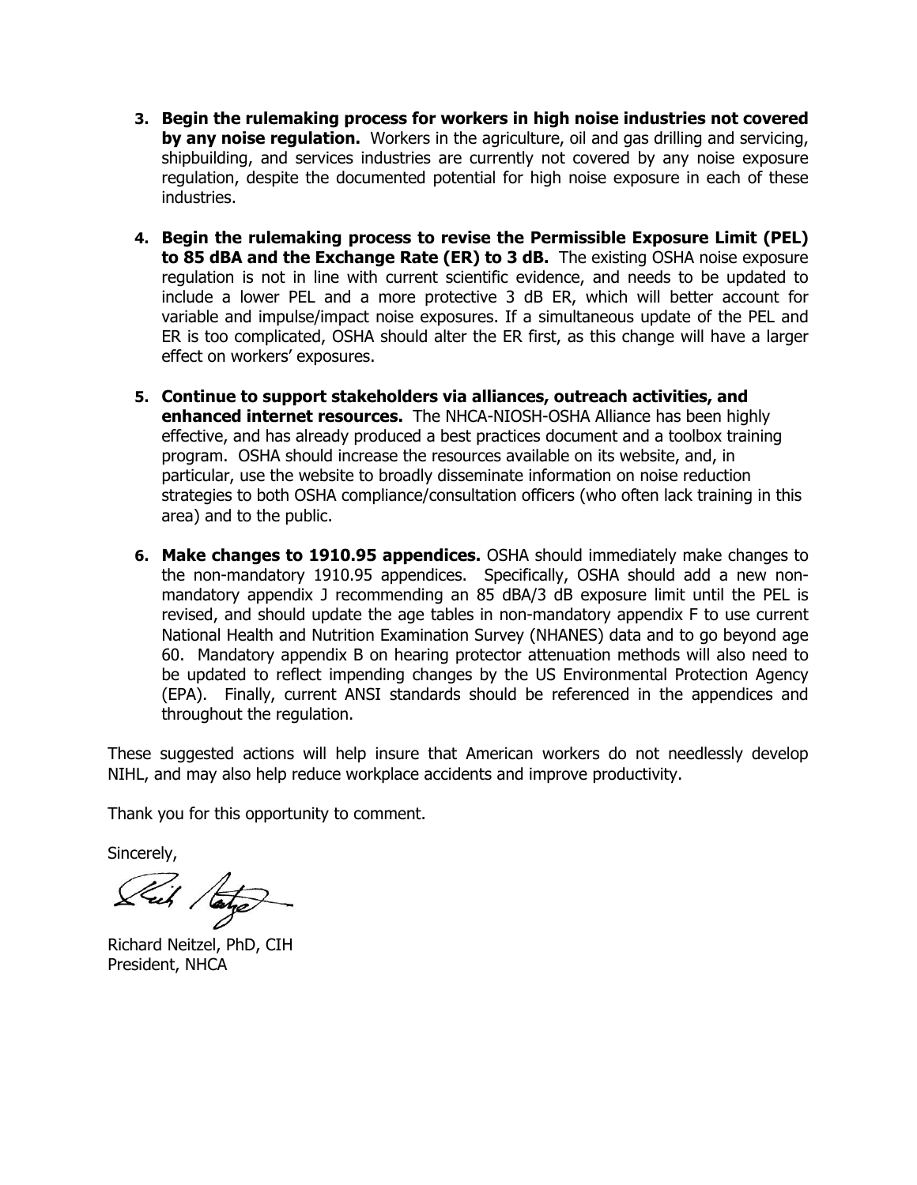3. **Begin the rulemaking process for workers in high noise industries not covered by any noise regulation.** Workers in the agriculture, oil and gas drilling and servicing, shipbuilding, and services industries are currently not covered by any noise exposure regulation, despite the documented potential for high noise exposure in each of these industries.

4. **Begin the rulemaking process to revise the Permissible Exposure Limit (PEL) to 85 dBA and the Exchange Rate (ER) to 3 dB.** The existing OSHA noise exposure regulation is not in line with current scientific evidence, and needs to be updated to include a lower PEL and a more protective 3 dB ER, which will better account for variable and impulse/impact noise exposures. If a simultaneous update of the PEL and ER is too complicated, OSHA should alter the ER first, as this change will have a larger effect on workers' exposures.

5. **Continue to support stakeholders via alliances, outreach activities, and enhanced internet resources.** The NHCA-NIOSH-OSHA Alliance has been highly effective, and has already produced a best practices document and a toolbox training program. OSHA should increase the resources available on its website, and, in particular, use the website to broadly disseminate information on noise reduction strategies to both OSHA compliance/consultation officers (who often lack training in this area) and to the public.

6. **Make changes to 1910.95 appendices.** OSHA should immediately make changes to the non-mandatory 1910.95 appendices. Specifically, OSHA should add a new non-mandatory appendix J recommending an 85 dBA/3 dB exposure limit until the PEL is revised, and should update the age tables in non-mandatory appendix F to use current National Health and Nutrition Examination Survey (NHANES) data and to go beyond age 60. Mandatory appendix B on hearing protector attenuation methods will also need to be updated to reflect impending changes by the US Environmental Protection Agency (EPA). Finally, current ANSI standards should be referenced in the appendices and throughout the regulation.

These suggested actions will help insure that American workers do not needlessly develop NIHL, and may also help reduce workplace accidents and improve productivity.

Thank you for this opportunity to comment.

Sincerely,

Richard Neitzel, PhD, CIH
President, NHCA